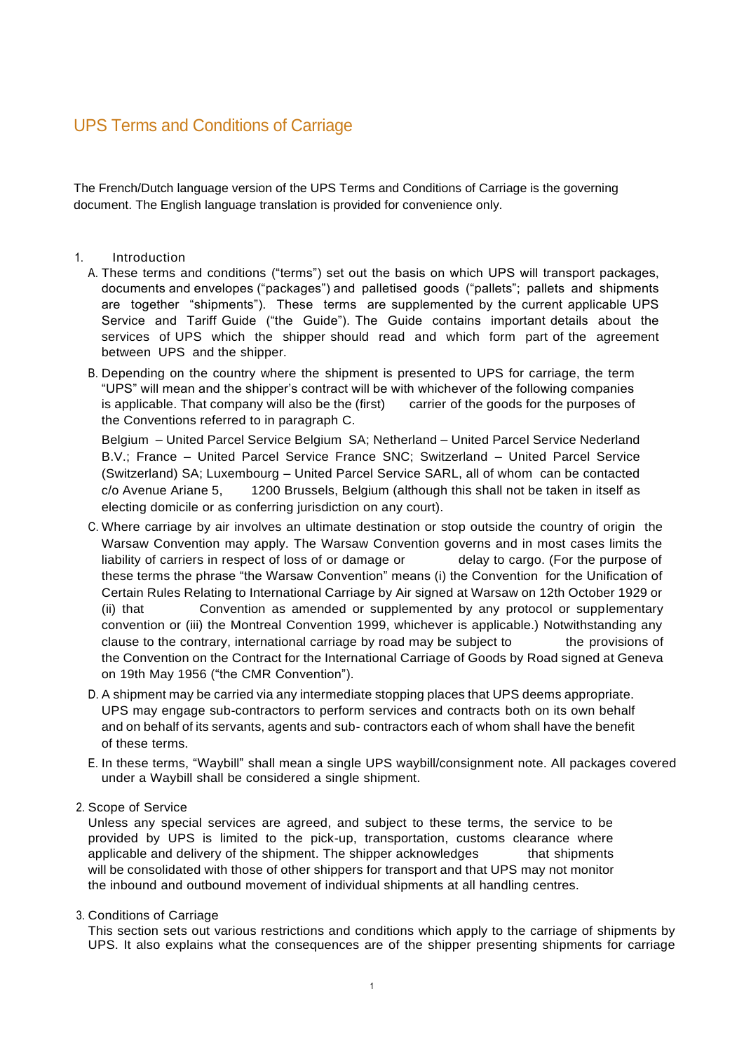# UPS Terms and Conditions of Carriage

The French/Dutch language version of the UPS Terms and Conditions of Carriage is the governing document. The English language translation is provided for convenience only.

1. Introduction

   A. These terms and conditions ("terms") set out the basis on which UPS will transport packages, documents and envelopes ("packages") and palletised goods ("pallets"; pallets and shipments are together "shipments"). These terms are supplemented by the current applicable UPS Service and Tariff Guide ("the Guide"). The Guide contains important details about the services of UPS which the shipper should read and which form part of the agreement between UPS and the shipper.

   B. Depending on the country where the shipment is presented to UPS for carriage, the term "UPS" will mean and the shipper's contract will be with whichever of the following companies is applicable. That company will also be the (first) carrier of the goods for the purposes of the Conventions referred to in paragraph C.

      Belgium – United Parcel Service Belgium SA; Netherland – United Parcel Service Nederland B.V.; France – United Parcel Service France SNC; Switzerland – United Parcel Service (Switzerland) SA; Luxembourg – United Parcel Service SARL, all of whom can be contacted c/o Avenue Ariane 5, 1200 Brussels, Belgium (although this shall not be taken in itself as electing domicile or as conferring jurisdiction on any court).

   C. Where carriage by air involves an ultimate destination or stop outside the country of origin the Warsaw Convention may apply. The Warsaw Convention governs and in most cases limits the liability of carriers in respect of loss of or damage or delay to cargo. (For the purpose of these terms the phrase "the Warsaw Convention" means (i) the Convention for the Unification of Certain Rules Relating to International Carriage by Air signed at Warsaw on 12th October 1929 or (ii) that Convention as amended or supplemented by any protocol or supplementary convention or (iii) the Montreal Convention 1999, whichever is applicable.) Notwithstanding any clause to the contrary, international carriage by road may be subject to the provisions of the Convention on the Contract for the International Carriage of Goods by Road signed at Geneva on 19th May 1956 ("the CMR Convention").

   D. A shipment may be carried via any intermediate stopping places that UPS deems appropriate. UPS may engage sub-contractors to perform services and contracts both on its own behalf and on behalf of its servants, agents and sub- contractors each of whom shall have the benefit of these terms.

   E. In these terms, "Waybill" shall mean a single UPS waybill/consignment note. All packages covered under a Waybill shall be considered a single shipment.

2. Scope of Service

   Unless any special services are agreed, and subject to these terms, the service to be provided by UPS is limited to the pick-up, transportation, customs clearance where applicable and delivery of the shipment. The shipper acknowledges that shipments will be consolidated with those of other shippers for transport and that UPS may not monitor the inbound and outbound movement of individual shipments at all handling centres.

3. Conditions of Carriage

   This section sets out various restrictions and conditions which apply to the carriage of shipments by UPS. It also explains what the consequences are of the shipper presenting shipments for carriage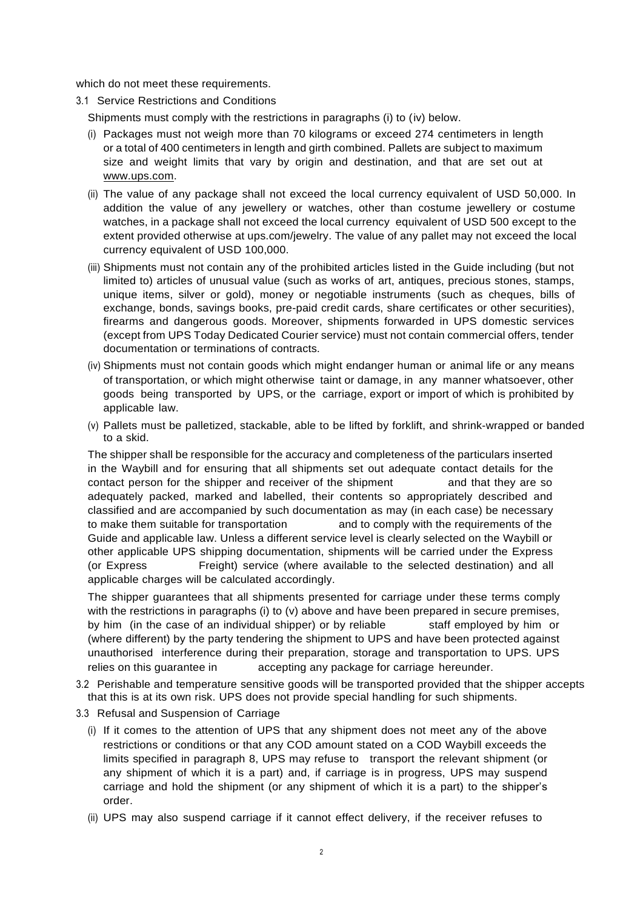which do not meet these requirements.

3.1 Service Restrictions and Conditions

Shipments must comply with the restrictions in paragraphs (i) to (iv) below.

(i) Packages must not weigh more than 70 kilograms or exceed 274 centimeters in length or a total of 400 centimeters in length and girth combined. Pallets are subject to maximum size and weight limits that vary by origin and destination, and that are set out at www.ups.com.

(ii) The value of any package shall not exceed the local currency equivalent of USD 50,000. In addition the value of any jewellery or watches, other than costume jewellery or costume watches, in a package shall not exceed the local currency equivalent of USD 500 except to the extent provided otherwise at ups.com/jewelry. The value of any pallet may not exceed the local currency equivalent of USD 100,000.

(iii) Shipments must not contain any of the prohibited articles listed in the Guide including (but not limited to) articles of unusual value (such as works of art, antiques, precious stones, stamps, unique items, silver or gold), money or negotiable instruments (such as cheques, bills of exchange, bonds, savings books, pre-paid credit cards, share certificates or other securities), firearms and dangerous goods. Moreover, shipments forwarded in UPS domestic services (except from UPS Today Dedicated Courier service) must not contain commercial offers, tender documentation or terminations of contracts.

(iv) Shipments must not contain goods which might endanger human or animal life or any means of transportation, or which might otherwise taint or damage, in any manner whatsoever, other goods being transported by UPS, or the carriage, export or import of which is prohibited by applicable law.

(v) Pallets must be palletized, stackable, able to be lifted by forklift, and shrink-wrapped or banded to a skid.

The shipper shall be responsible for the accuracy and completeness of the particulars inserted in the Waybill and for ensuring that all shipments set out adequate contact details for the contact person for the shipper and receiver of the shipment and that they are so adequately packed, marked and labelled, their contents so appropriately described and classified and are accompanied by such documentation as may (in each case) be necessary to make them suitable for transportation and to comply with the requirements of the Guide and applicable law. Unless a different service level is clearly selected on the Waybill or other applicable UPS shipping documentation, shipments will be carried under the Express (or Express Freight) service (where available to the selected destination) and all applicable charges will be calculated accordingly.

The shipper guarantees that all shipments presented for carriage under these terms comply with the restrictions in paragraphs (i) to (v) above and have been prepared in secure premises, by him (in the case of an individual shipper) or by reliable staff employed by him or (where different) by the party tendering the shipment to UPS and have been protected against unauthorised interference during their preparation, storage and transportation to UPS. UPS relies on this guarantee in accepting any package for carriage hereunder.

3.2 Perishable and temperature sensitive goods will be transported provided that the shipper accepts that this is at its own risk. UPS does not provide special handling for such shipments.

3.3 Refusal and Suspension of Carriage

(i) If it comes to the attention of UPS that any shipment does not meet any of the above restrictions or conditions or that any COD amount stated on a COD Waybill exceeds the limits specified in paragraph 8, UPS may refuse to transport the relevant shipment (or any shipment of which it is a part) and, if carriage is in progress, UPS may suspend carriage and hold the shipment (or any shipment of which it is a part) to the shipper's order.

(ii) UPS may also suspend carriage if it cannot effect delivery, if the receiver refuses to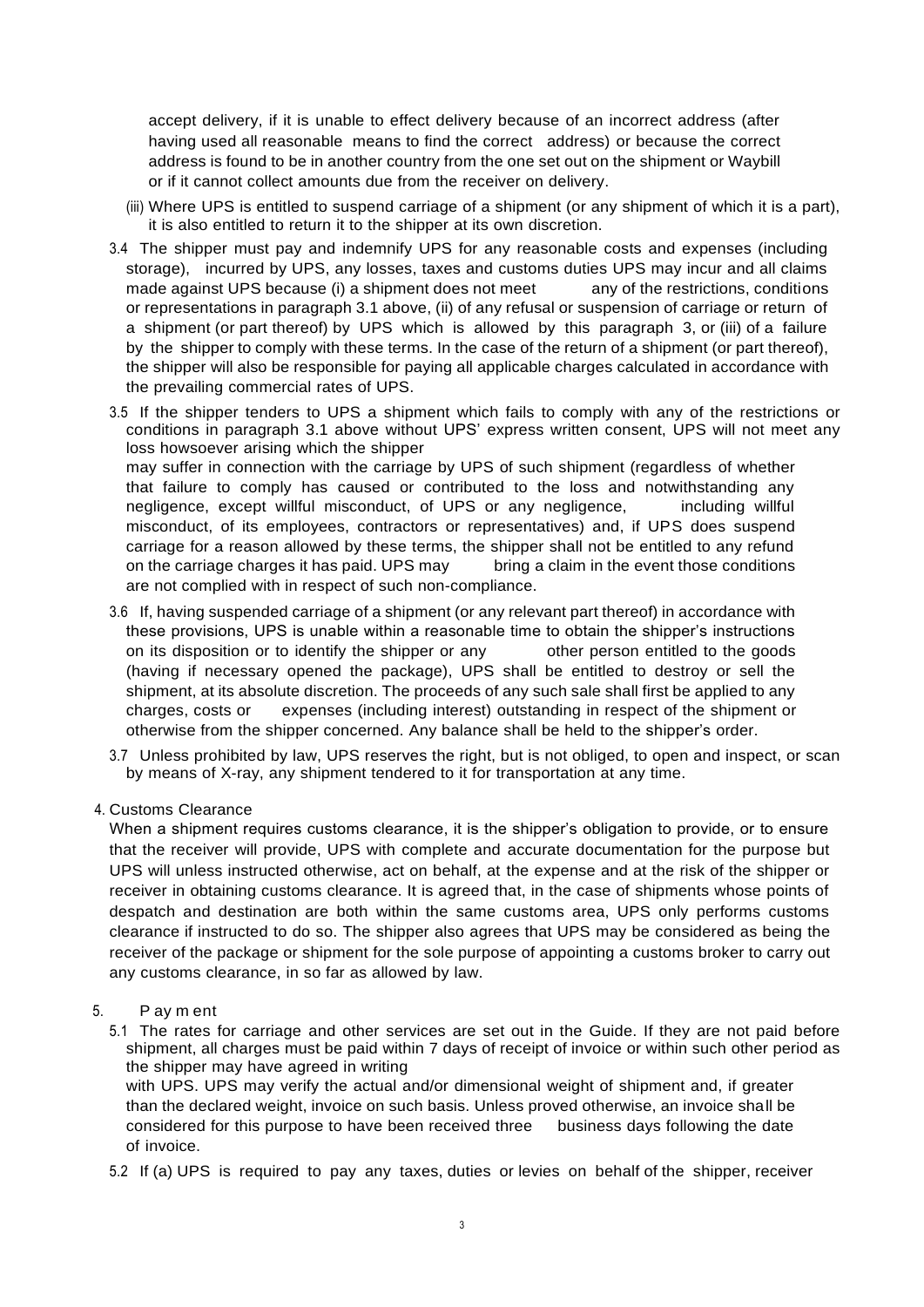accept delivery, if it is unable to effect delivery because of an incorrect address (after having used all reasonable means to find the correct address) or because the correct address is found to be in another country from the one set out on the shipment or Waybill or if it cannot collect amounts due from the receiver on delivery.

(iii) Where UPS is entitled to suspend carriage of a shipment (or any shipment of which it is a part), it is also entitled to return it to the shipper at its own discretion.

3.4 The shipper must pay and indemnify UPS for any reasonable costs and expenses (including storage), incurred by UPS, any losses, taxes and customs duties UPS may incur and all claims made against UPS because (i) a shipment does not meet any of the restrictions, conditions or representations in paragraph 3.1 above, (ii) of any refusal or suspension of carriage or return of a shipment (or part thereof) by UPS which is allowed by this paragraph 3, or (iii) of a failure by the shipper to comply with these terms. In the case of the return of a shipment (or part thereof), the shipper will also be responsible for paying all applicable charges calculated in accordance with the prevailing commercial rates of UPS.

3.5 If the shipper tenders to UPS a shipment which fails to comply with any of the restrictions or conditions in paragraph 3.1 above without UPS' express written consent, UPS will not meet any loss howsoever arising which the shipper may suffer in connection with the carriage by UPS of such shipment (regardless of whether that failure to comply has caused or contributed to the loss and notwithstanding any negligence, except willful misconduct, of UPS or any negligence, including willful misconduct, of its employees, contractors or representatives) and, if UPS does suspend carriage for a reason allowed by these terms, the shipper shall not be entitled to any refund on the carriage charges it has paid. UPS may bring a claim in the event those conditions are not complied with in respect of such non-compliance.

3.6 If, having suspended carriage of a shipment (or any relevant part thereof) in accordance with these provisions, UPS is unable within a reasonable time to obtain the shipper's instructions on its disposition or to identify the shipper or any other person entitled to the goods (having if necessary opened the package), UPS shall be entitled to destroy or sell the shipment, at its absolute discretion. The proceeds of any such sale shall first be applied to any charges, costs or expenses (including interest) outstanding in respect of the shipment or otherwise from the shipper concerned. Any balance shall be held to the shipper's order.

3.7 Unless prohibited by law, UPS reserves the right, but is not obliged, to open and inspect, or scan by means of X-ray, any shipment tendered to it for transportation at any time.

## 4. Customs Clearance

When a shipment requires customs clearance, it is the shipper's obligation to provide, or to ensure that the receiver will provide, UPS with complete and accurate documentation for the purpose but UPS will unless instructed otherwise, act on behalf, at the expense and at the risk of the shipper or receiver in obtaining customs clearance. It is agreed that, in the case of shipments whose points of despatch and destination are both within the same customs area, UPS only performs customs clearance if instructed to do so. The shipper also agrees that UPS may be considered as being the receiver of the package or shipment for the sole purpose of appointing a customs broker to carry out any customs clearance, in so far as allowed by law.

## 5. Payment

5.1 The rates for carriage and other services are set out in the Guide. If they are not paid before shipment, all charges must be paid within 7 days of receipt of invoice or within such other period as the shipper may have agreed in writing with UPS. UPS may verify the actual and/or dimensional weight of shipment and, if greater than the declared weight, invoice on such basis. Unless proved otherwise, an invoice shall be considered for this purpose to have been received three business days following the date of invoice.

5.2 If (a) UPS is required to pay any taxes, duties or levies on behalf of the shipper, receiver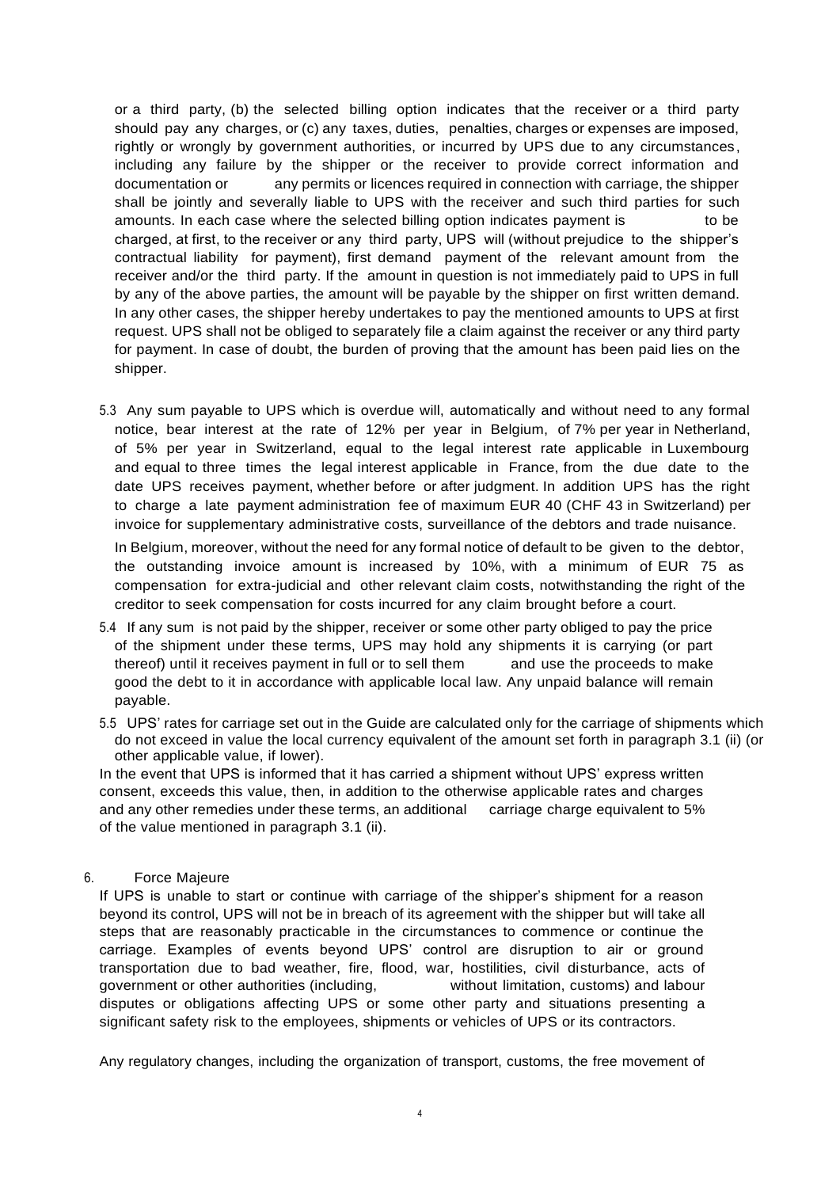or a third party, (b) the selected billing option indicates that the receiver or a third party should pay any charges, or (c) any taxes, duties, penalties, charges or expenses are imposed, rightly or wrongly by government authorities, or incurred by UPS due to any circumstances, including any failure by the shipper or the receiver to provide correct information and documentation or any permits or licences required in connection with carriage, the shipper shall be jointly and severally liable to UPS with the receiver and such third parties for such amounts. In each case where the selected billing option indicates payment is to be charged, at first, to the receiver or any third party, UPS will (without prejudice to the shipper's contractual liability for payment), first demand payment of the relevant amount from the receiver and/or the third party. If the amount in question is not immediately paid to UPS in full by any of the above parties, the amount will be payable by the shipper on first written demand. In any other cases, the shipper hereby undertakes to pay the mentioned amounts to UPS at first request. UPS shall not be obliged to separately file a claim against the receiver or any third party for payment. In case of doubt, the burden of proving that the amount has been paid lies on the shipper.

5.3 Any sum payable to UPS which is overdue will, automatically and without need to any formal notice, bear interest at the rate of 12% per year in Belgium, of 7% per year in Netherland, of 5% per year in Switzerland, equal to the legal interest rate applicable in Luxembourg and equal to three times the legal interest applicable in France, from the due date to the date UPS receives payment, whether before or after judgment. In addition UPS has the right to charge a late payment administration fee of maximum EUR 40 (CHF 43 in Switzerland) per invoice for supplementary administrative costs, surveillance of the debtors and trade nuisance.

In Belgium, moreover, without the need for any formal notice of default to be given to the debtor, the outstanding invoice amount is increased by 10%, with a minimum of EUR 75 as compensation for extra-judicial and other relevant claim costs, notwithstanding the right of the creditor to seek compensation for costs incurred for any claim brought before a court.

5.4 If any sum is not paid by the shipper, receiver or some other party obliged to pay the price of the shipment under these terms, UPS may hold any shipments it is carrying (or part thereof) until it receives payment in full or to sell them and use the proceeds to make good the debt to it in accordance with applicable local law. Any unpaid balance will remain payable.

5.5 UPS' rates for carriage set out in the Guide are calculated only for the carriage of shipments which do not exceed in value the local currency equivalent of the amount set forth in paragraph 3.1 (ii) (or other applicable value, if lower).

In the event that UPS is informed that it has carried a shipment without UPS' express written consent, exceeds this value, then, in addition to the otherwise applicable rates and charges and any other remedies under these terms, an additional carriage charge equivalent to 5% of the value mentioned in paragraph 3.1 (ii).

6. Force Majeure

If UPS is unable to start or continue with carriage of the shipper's shipment for a reason beyond its control, UPS will not be in breach of its agreement with the shipper but will take all steps that are reasonably practicable in the circumstances to commence or continue the carriage. Examples of events beyond UPS' control are disruption to air or ground transportation due to bad weather, fire, flood, war, hostilities, civil disturbance, acts of government or other authorities (including, without limitation, customs) and labour disputes or obligations affecting UPS or some other party and situations presenting a significant safety risk to the employees, shipments or vehicles of UPS or its contractors.

Any regulatory changes, including the organization of transport, customs, the free movement of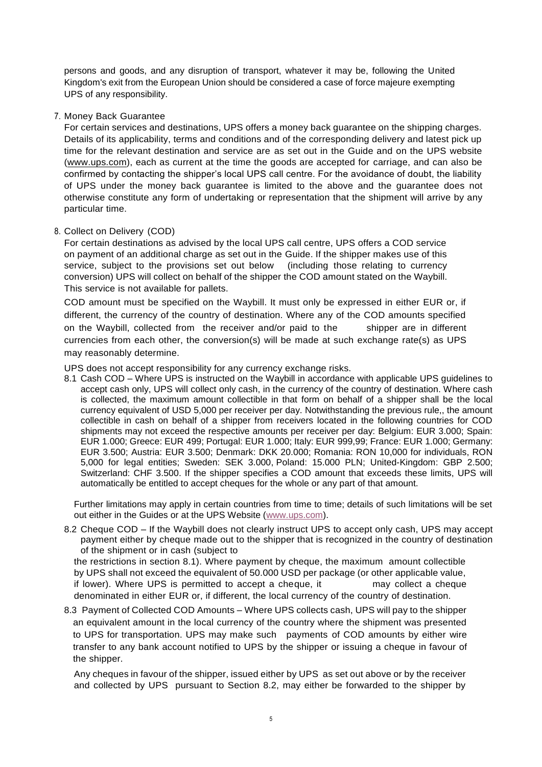persons and goods, and any disruption of transport, whatever it may be, following the United Kingdom's exit from the European Union should be considered a case of force majeure exempting UPS of any responsibility.

7. Money Back Guarantee

For certain services and destinations, UPS offers a money back guarantee on the shipping charges. Details of its applicability, terms and conditions and of the corresponding delivery and latest pick up time for the relevant destination and service are as set out in the Guide and on the UPS website (www.ups.com), each as current at the time the goods are accepted for carriage, and can also be confirmed by contacting the shipper's local UPS call centre. For the avoidance of doubt, the liability of UPS under the money back guarantee is limited to the above and the guarantee does not otherwise constitute any form of undertaking or representation that the shipment will arrive by any particular time.

8. Collect on Delivery (COD)

For certain destinations as advised by the local UPS call centre, UPS offers a COD service on payment of an additional charge as set out in the Guide. If the shipper makes use of this service, subject to the provisions set out below (including those relating to currency conversion) UPS will collect on behalf of the shipper the COD amount stated on the Waybill. This service is not available for pallets.

COD amount must be specified on the Waybill. It must only be expressed in either EUR or, if different, the currency of the country of destination. Where any of the COD amounts specified on the Waybill, collected from the receiver and/or paid to the shipper are in different currencies from each other, the conversion(s) will be made at such exchange rate(s) as UPS may reasonably determine.

UPS does not accept responsibility for any currency exchange risks.

8.1 Cash COD – Where UPS is instructed on the Waybill in accordance with applicable UPS guidelines to accept cash only, UPS will collect only cash, in the currency of the country of destination. Where cash is collected, the maximum amount collectible in that form on behalf of a shipper shall be the local currency equivalent of USD 5,000 per receiver per day. Notwithstanding the previous rule,, the amount collectible in cash on behalf of a shipper from receivers located in the following countries for COD shipments may not exceed the respective amounts per receiver per day: Belgium: EUR 3.000; Spain: EUR 1.000; Greece: EUR 499; Portugal: EUR 1.000; Italy: EUR 999,99; France: EUR 1.000; Germany: EUR 3.500; Austria: EUR 3.500; Denmark: DKK 20.000; Romania: RON 10,000 for individuals, RON 5,000 for legal entities; Sweden: SEK 3.000, Poland: 15.000 PLN; United-Kingdom: GBP 2.500; Switzerland: CHF 3.500. If the shipper specifies a COD amount that exceeds these limits, UPS will automatically be entitled to accept cheques for the whole or any part of that amount.

Further limitations may apply in certain countries from time to time; details of such limitations will be set out either in the Guides or at the UPS Website (www.ups.com).

8.2 Cheque COD – If the Waybill does not clearly instruct UPS to accept only cash, UPS may accept payment either by cheque made out to the shipper that is recognized in the country of destination of the shipment or in cash (subject to the restrictions in section 8.1). Where payment by cheque, the maximum amount collectible by UPS shall not exceed the equivalent of 50.000 USD per package (or other applicable value, if lower). Where UPS is permitted to accept a cheque, it may collect a cheque denominated in either EUR or, if different, the local currency of the country of destination.

8.3 Payment of Collected COD Amounts – Where UPS collects cash, UPS will pay to the shipper an equivalent amount in the local currency of the country where the shipment was presented to UPS for transportation. UPS may make such payments of COD amounts by either wire transfer to any bank account notified to UPS by the shipper or issuing a cheque in favour of the shipper.

Any cheques in favour of the shipper, issued either by UPS as set out above or by the receiver and collected by UPS pursuant to Section 8.2, may either be forwarded to the shipper by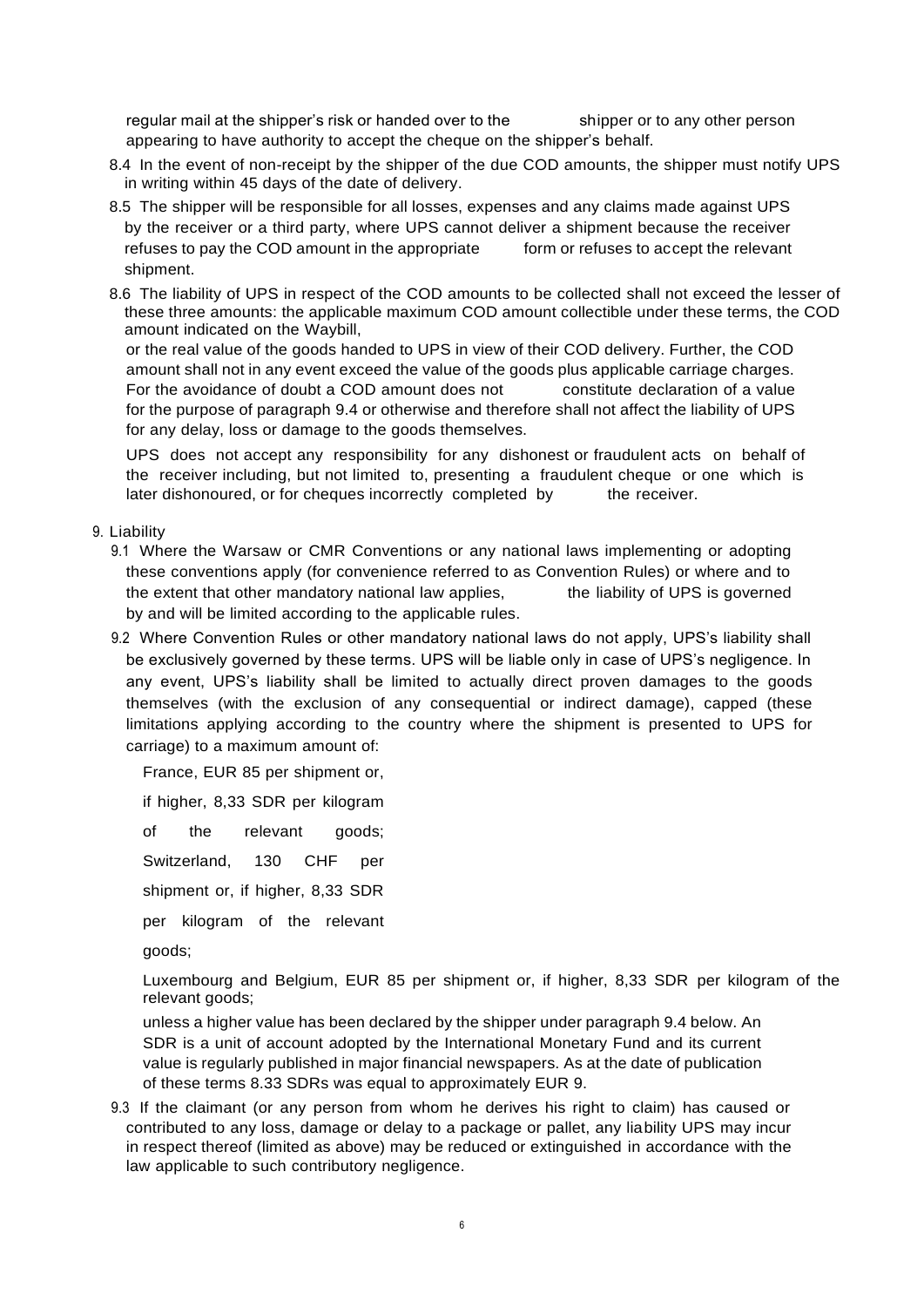regular mail at the shipper's risk or handed over to the shipper or to any other person appearing to have authority to accept the cheque on the shipper's behalf.

8.4 In the event of non-receipt by the shipper of the due COD amounts, the shipper must notify UPS in writing within 45 days of the date of delivery.

8.5 The shipper will be responsible for all losses, expenses and any claims made against UPS by the receiver or a third party, where UPS cannot deliver a shipment because the receiver refuses to pay the COD amount in the appropriate form or refuses to accept the relevant shipment.

8.6 The liability of UPS in respect of the COD amounts to be collected shall not exceed the lesser of these three amounts: the applicable maximum COD amount collectible under these terms, the COD amount indicated on the Waybill, or the real value of the goods handed to UPS in view of their COD delivery. Further, the COD amount shall not in any event exceed the value of the goods plus applicable carriage charges. For the avoidance of doubt a COD amount does not constitute declaration of a value for the purpose of paragraph 9.4 or otherwise and therefore shall not affect the liability of UPS for any delay, loss or damage to the goods themselves.

UPS does not accept any responsibility for any dishonest or fraudulent acts on behalf of the receiver including, but not limited to, presenting a fraudulent cheque or one which is later dishonoured, or for cheques incorrectly completed by the receiver.

9. Liability

9.1 Where the Warsaw or CMR Conventions or any national laws implementing or adopting these conventions apply (for convenience referred to as Convention Rules) or where and to the extent that other mandatory national law applies, the liability of UPS is governed by and will be limited according to the applicable rules.

9.2 Where Convention Rules or other mandatory national laws do not apply, UPS's liability shall be exclusively governed by these terms. UPS will be liable only in case of UPS's negligence. In any event, UPS's liability shall be limited to actually direct proven damages to the goods themselves (with the exclusion of any consequential or indirect damage), capped (these limitations applying according to the country where the shipment is presented to UPS for carriage) to a maximum amount of:

France, EUR 85 per shipment or, if higher, 8,33 SDR per kilogram of the relevant goods;

Switzerland, 130 CHF per shipment or, if higher, 8,33 SDR per kilogram of the relevant goods;

Luxembourg and Belgium, EUR 85 per shipment or, if higher, 8,33 SDR per kilogram of the relevant goods;

unless a higher value has been declared by the shipper under paragraph 9.4 below. An SDR is a unit of account adopted by the International Monetary Fund and its current value is regularly published in major financial newspapers. As at the date of publication of these terms 8.33 SDRs was equal to approximately EUR 9.

9.3 If the claimant (or any person from whom he derives his right to claim) has caused or contributed to any loss, damage or delay to a package or pallet, any liability UPS may incur in respect thereof (limited as above) may be reduced or extinguished in accordance with the law applicable to such contributory negligence.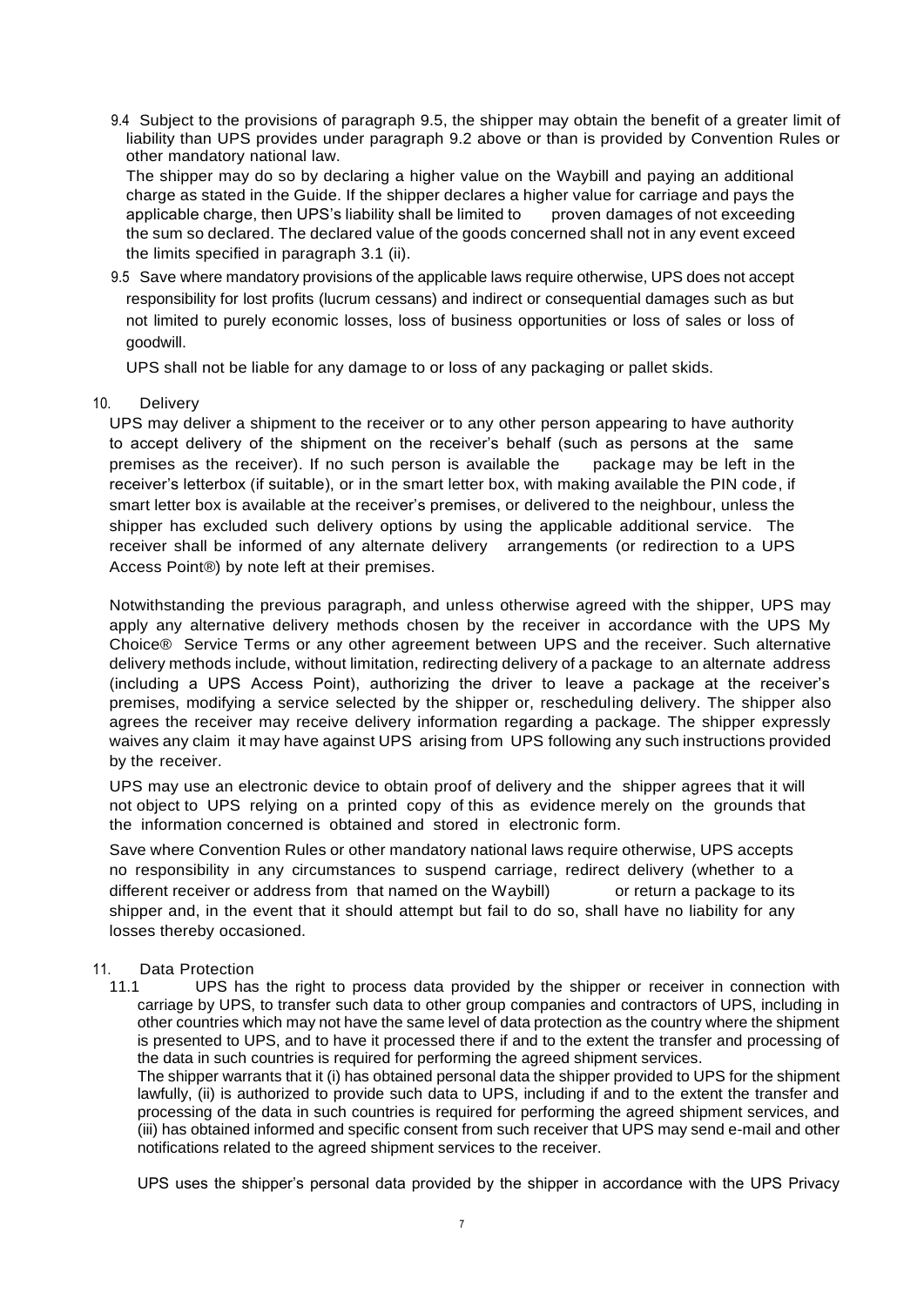9.4 Subject to the provisions of paragraph 9.5, the shipper may obtain the benefit of a greater limit of liability than UPS provides under paragraph 9.2 above or than is provided by Convention Rules or other mandatory national law.

The shipper may do so by declaring a higher value on the Waybill and paying an additional charge as stated in the Guide. If the shipper declares a higher value for carriage and pays the applicable charge, then UPS's liability shall be limited to proven damages of not exceeding the sum so declared. The declared value of the goods concerned shall not in any event exceed the limits specified in paragraph 3.1 (ii).

9.5 Save where mandatory provisions of the applicable laws require otherwise, UPS does not accept responsibility for lost profits (lucrum cessans) and indirect or consequential damages such as but not limited to purely economic losses, loss of business opportunities or loss of sales or loss of goodwill.

UPS shall not be liable for any damage to or loss of any packaging or pallet skids.

## 10. Delivery

UPS may deliver a shipment to the receiver or to any other person appearing to have authority to accept delivery of the shipment on the receiver's behalf (such as persons at the same premises as the receiver). If no such person is available the package may be left in the receiver's letterbox (if suitable), or in the smart letter box, with making available the PIN code, if smart letter box is available at the receiver's premises, or delivered to the neighbour, unless the shipper has excluded such delivery options by using the applicable additional service. The receiver shall be informed of any alternate delivery arrangements (or redirection to a UPS Access Point®) by note left at their premises.

Notwithstanding the previous paragraph, and unless otherwise agreed with the shipper, UPS may apply any alternative delivery methods chosen by the receiver in accordance with the UPS My Choice® Service Terms or any other agreement between UPS and the receiver. Such alternative delivery methods include, without limitation, redirecting delivery of a package to an alternate address (including a UPS Access Point), authorizing the driver to leave a package at the receiver's premises, modifying a service selected by the shipper or, rescheduling delivery. The shipper also agrees the receiver may receive delivery information regarding a package. The shipper expressly waives any claim it may have against UPS arising from UPS following any such instructions provided by the receiver.

UPS may use an electronic device to obtain proof of delivery and the shipper agrees that it will not object to UPS relying on a printed copy of this as evidence merely on the grounds that the information concerned is obtained and stored in electronic form.

Save where Convention Rules or other mandatory national laws require otherwise, UPS accepts no responsibility in any circumstances to suspend carriage, redirect delivery (whether to a different receiver or address from that named on the Waybill) or return a package to its shipper and, in the event that it should attempt but fail to do so, shall have no liability for any losses thereby occasioned.

## 11. Data Protection

11.1 UPS has the right to process data provided by the shipper or receiver in connection with carriage by UPS, to transfer such data to other group companies and contractors of UPS, including in other countries which may not have the same level of data protection as the country where the shipment is presented to UPS, and to have it processed there if and to the extent the transfer and processing of the data in such countries is required for performing the agreed shipment services.

The shipper warrants that it (i) has obtained personal data the shipper provided to UPS for the shipment lawfully, (ii) is authorized to provide such data to UPS, including if and to the extent the transfer and processing of the data in such countries is required for performing the agreed shipment services, and (iii) has obtained informed and specific consent from such receiver that UPS may send e-mail and other notifications related to the agreed shipment services to the receiver.

UPS uses the shipper's personal data provided by the shipper in accordance with the UPS Privacy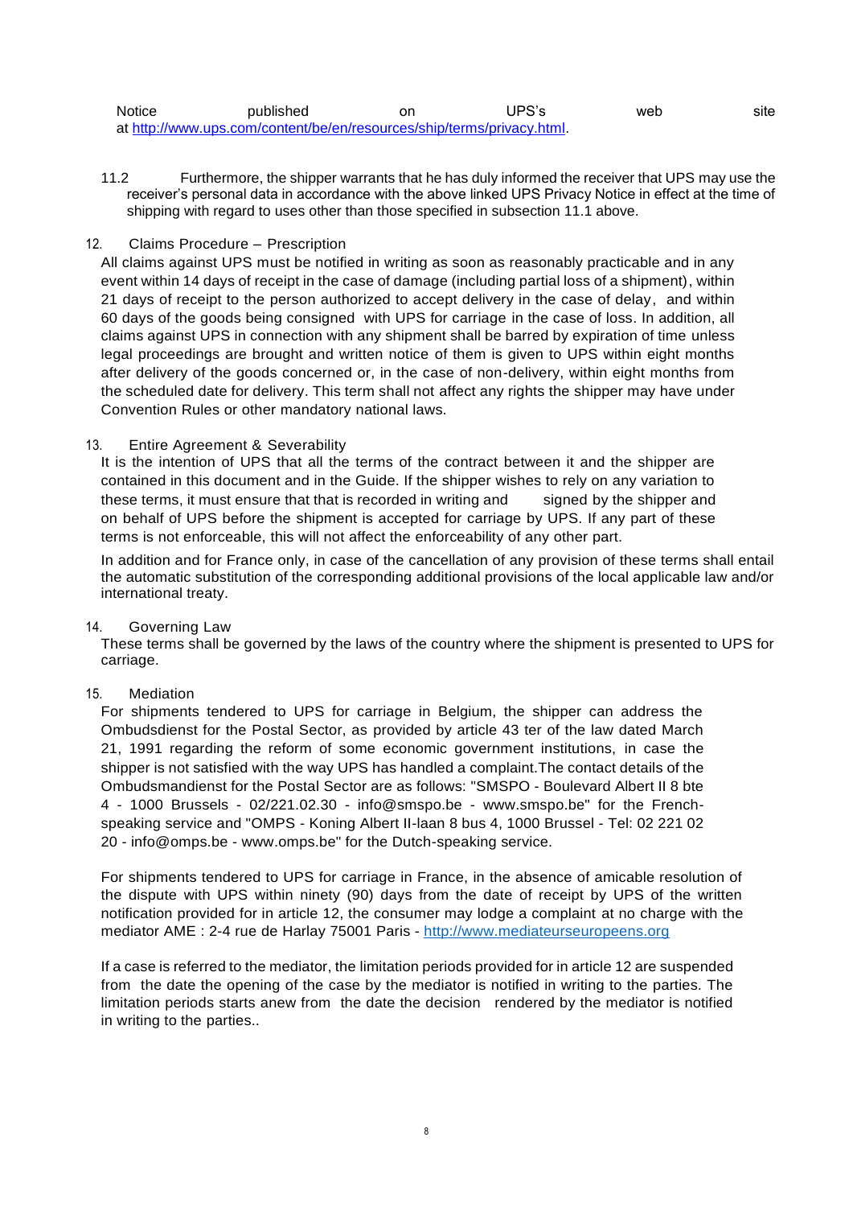Notice published on UPS's web site at http://www.ups.com/content/be/en/resources/ship/terms/privacy.html.

11.2 Furthermore, the shipper warrants that he has duly informed the receiver that UPS may use the receiver's personal data in accordance with the above linked UPS Privacy Notice in effect at the time of shipping with regard to uses other than those specified in subsection 11.1 above.

## 12. Claims Procedure – Prescription

All claims against UPS must be notified in writing as soon as reasonably practicable and in any event within 14 days of receipt in the case of damage (including partial loss of a shipment), within 21 days of receipt to the person authorized to accept delivery in the case of delay, and within 60 days of the goods being consigned with UPS for carriage in the case of loss. In addition, all claims against UPS in connection with any shipment shall be barred by expiration of time unless legal proceedings are brought and written notice of them is given to UPS within eight months after delivery of the goods concerned or, in the case of non-delivery, within eight months from the scheduled date for delivery. This term shall not affect any rights the shipper may have under Convention Rules or other mandatory national laws.

## 13. Entire Agreement & Severability

It is the intention of UPS that all the terms of the contract between it and the shipper are contained in this document and in the Guide. If the shipper wishes to rely on any variation to these terms, it must ensure that that is recorded in writing and signed by the shipper and on behalf of UPS before the shipment is accepted for carriage by UPS. If any part of these terms is not enforceable, this will not affect the enforceability of any other part.

In addition and for France only, in case of the cancellation of any provision of these terms shall entail the automatic substitution of the corresponding additional provisions of the local applicable law and/or international treaty.

## 14. Governing Law

These terms shall be governed by the laws of the country where the shipment is presented to UPS for carriage.

## 15. Mediation

For shipments tendered to UPS for carriage in Belgium, the shipper can address the Ombudsdienst for the Postal Sector, as provided by article 43 ter of the law dated March 21, 1991 regarding the reform of some economic government institutions, in case the shipper is not satisfied with the way UPS has handled a complaint.The contact details of the Ombudsmandienst for the Postal Sector are as follows: "SMSPO - Boulevard Albert II 8 bte 4 - 1000 Brussels - 02/221.02.30 - info@smspo.be - www.smspo.be" for the French-speaking service and "OMPS - Koning Albert II-laan 8 bus 4, 1000 Brussel - Tel: 02 221 02 20 - info@omps.be - www.omps.be" for the Dutch-speaking service.

For shipments tendered to UPS for carriage in France, in the absence of amicable resolution of the dispute with UPS within ninety (90) days from the date of receipt by UPS of the written notification provided for in article 12, the consumer may lodge a complaint at no charge with the mediator AME : 2-4 rue de Harlay 75001 Paris - http://www.mediateurseuropeens.org

If a case is referred to the mediator, the limitation periods provided for in article 12 are suspended from the date the opening of the case by the mediator is notified in writing to the parties. The limitation periods starts anew from the date the decision rendered by the mediator is notified in writing to the parties..